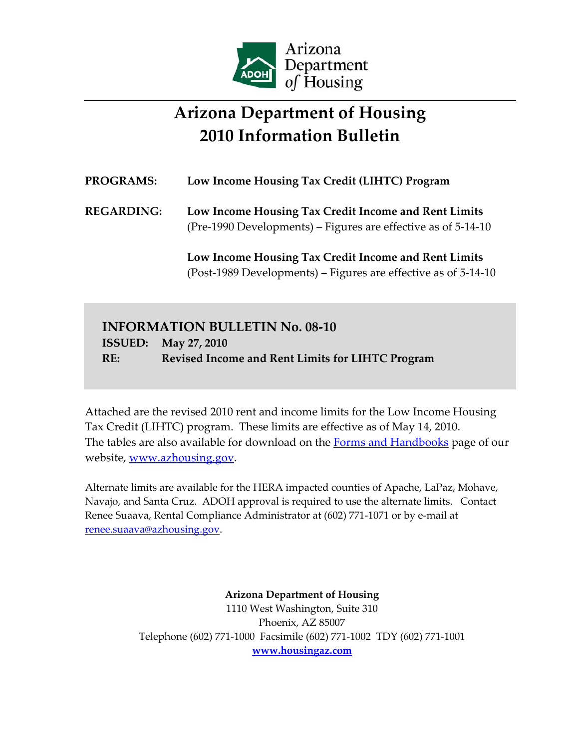Arizona Department of Housing

# Arizona Department of Housing 2010 Information Bulletin

**PROGRAMS:** **Low Income Housing Tax Credit (LIHTC) Program**

**REGARDING:** **Low Income Housing Tax Credit Income and Rent Limits**
(Pre-1990 Developments) – Figures are effective as of 5-14-10

**Low Income Housing Tax Credit Income and Rent Limits**
(Post-1989 Developments) – Figures are effective as of 5-14-10

## INFORMATION BULLETIN No. 08-10

**ISSUED:** **May 27, 2010**
**RE:** **Revised Income and Rent Limits for LIHTC Program**

Attached are the revised 2010 rent and income limits for the Low Income Housing Tax Credit (LIHTC) program. These limits are effective as of May 14, 2010. The tables are also available for download on the Forms and Handbooks page of our website, www.azhousing.gov.

Alternate limits are available for the HERA impacted counties of Apache, LaPaz, Mohave, Navajo, and Santa Cruz. ADOH approval is required to use the alternate limits. Contact Renee Suaava, Rental Compliance Administrator at (602) 771-1071 or by e-mail at renee.suaava@azhousing.gov.

**Arizona Department of Housing**
1110 West Washington, Suite 310
Phoenix, AZ 85007
Telephone (602) 771-1000 Facsimile (602) 771-1002 TDY (602) 771-1001
**www.housingaz.com**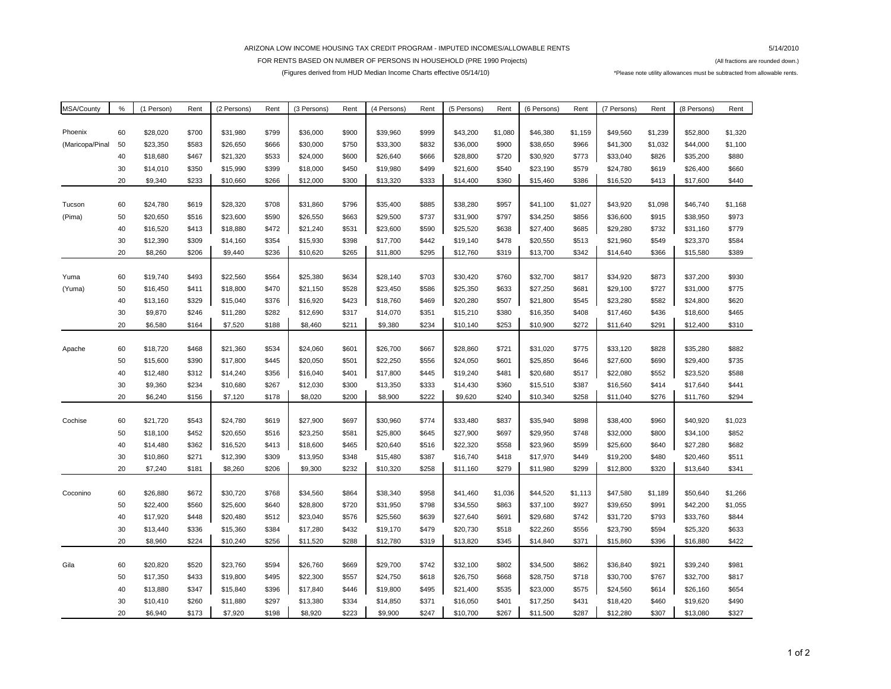ARIZONA LOW INCOME HOUSING TAX CREDIT PROGRAM - IMPUTED INCOMES/ALLOWABLE RENTS

5/14/2010

FOR RENTS BASED ON NUMBER OF PERSONS IN HOUSEHOLD (PRE 1990 Projects)

(All fractions are rounded down.)

(Figures derived from HUD Median Income Charts effective 05/14/10)

*Please note utility allowances must be subtracted from allowable rents.

| MSA/County | % | (1 Person) | Rent | (2 Persons) | Rent | (3 Persons) | Rent | (4 Persons) | Rent | (5 Persons) | Rent | (6 Persons) | Rent | (7 Persons) | Rent | (8 Persons) | Rent |
|---|---|---|---|---|---|---|---|---|---|---|---|---|---|---|---|---|---|
| Phoenix | 60 | $28,020 | $700 | $31,980 | $799 | $36,000 | $900 | $39,960 | $999 | $43,200 | $1,080 | $46,380 | $1,159 | $49,560 | $1,239 | $52,800 | $1,320 |
| (Maricopa/Pinal | 50 | $23,350 | $583 | $26,650 | $666 | $30,000 | $750 | $33,300 | $832 | $36,000 | $900 | $38,650 | $966 | $41,300 | $1,032 | $44,000 | $1,100 |
| | 40 | $18,680 | $467 | $21,320 | $533 | $24,000 | $600 | $26,640 | $666 | $28,800 | $720 | $30,920 | $773 | $33,040 | $826 | $35,200 | $880 |
| | 30 | $14,010 | $350 | $15,990 | $399 | $18,000 | $450 | $19,980 | $499 | $21,600 | $540 | $23,190 | $579 | $24,780 | $619 | $26,400 | $660 |
| | 20 | $9,340 | $233 | $10,660 | $266 | $12,000 | $300 | $13,320 | $333 | $14,400 | $360 | $15,460 | $386 | $16,520 | $413 | $17,600 | $440 |
| Tucson | 60 | $24,780 | $619 | $28,320 | $708 | $31,860 | $796 | $35,400 | $885 | $38,280 | $957 | $41,100 | $1,027 | $43,920 | $1,098 | $46,740 | $1,168 |
| (Pima) | 50 | $20,650 | $516 | $23,600 | $590 | $26,550 | $663 | $29,500 | $737 | $31,900 | $797 | $34,250 | $856 | $36,600 | $915 | $38,950 | $973 |
| | 40 | $16,520 | $413 | $18,880 | $472 | $21,240 | $531 | $23,600 | $590 | $25,520 | $638 | $27,400 | $685 | $29,280 | $732 | $31,160 | $779 |
| | 30 | $12,390 | $309 | $14,160 | $354 | $15,930 | $398 | $17,700 | $442 | $19,140 | $478 | $20,550 | $513 | $21,960 | $549 | $23,370 | $584 |
| | 20 | $8,260 | $206 | $9,440 | $236 | $10,620 | $265 | $11,800 | $295 | $12,760 | $319 | $13,700 | $342 | $14,640 | $366 | $15,580 | $389 |
| Yuma | 60 | $19,740 | $493 | $22,560 | $564 | $25,380 | $634 | $28,140 | $703 | $30,420 | $760 | $32,700 | $817 | $34,920 | $873 | $37,200 | $930 |
| (Yuma) | 50 | $16,450 | $411 | $18,800 | $470 | $21,150 | $528 | $23,450 | $586 | $25,350 | $633 | $27,250 | $681 | $29,100 | $727 | $31,000 | $775 |
| | 40 | $13,160 | $329 | $15,040 | $376 | $16,920 | $423 | $18,760 | $469 | $20,280 | $507 | $21,800 | $545 | $23,280 | $582 | $24,800 | $620 |
| | 30 | $9,870 | $246 | $11,280 | $282 | $12,690 | $317 | $14,070 | $351 | $15,210 | $380 | $16,350 | $408 | $17,460 | $436 | $18,600 | $465 |
| | 20 | $6,580 | $164 | $7,520 | $188 | $8,460 | $211 | $9,380 | $234 | $10,140 | $253 | $10,900 | $272 | $11,640 | $291 | $12,400 | $310 |
| Apache | 60 | $18,720 | $468 | $21,360 | $534 | $24,060 | $601 | $26,700 | $667 | $28,860 | $721 | $31,020 | $775 | $33,120 | $828 | $35,280 | $882 |
| | 50 | $15,600 | $390 | $17,800 | $445 | $20,050 | $501 | $22,250 | $556 | $24,050 | $601 | $25,850 | $646 | $27,600 | $690 | $29,400 | $735 |
| | 40 | $12,480 | $312 | $14,240 | $356 | $16,040 | $401 | $17,800 | $445 | $19,240 | $481 | $20,680 | $517 | $22,080 | $552 | $23,520 | $588 |
| | 30 | $9,360 | $234 | $10,680 | $267 | $12,030 | $300 | $13,350 | $333 | $14,430 | $360 | $15,510 | $387 | $16,560 | $414 | $17,640 | $441 |
| | 20 | $6,240 | $156 | $7,120 | $178 | $8,020 | $200 | $8,900 | $222 | $9,620 | $240 | $10,340 | $258 | $11,040 | $276 | $11,760 | $294 |
| Cochise | 60 | $21,720 | $543 | $24,780 | $619 | $27,900 | $697 | $30,960 | $774 | $33,480 | $837 | $35,940 | $898 | $38,400 | $960 | $40,920 | $1,023 |
| | 50 | $18,100 | $452 | $20,650 | $516 | $23,250 | $581 | $25,800 | $645 | $27,900 | $697 | $29,950 | $748 | $32,000 | $800 | $34,100 | $852 |
| | 40 | $14,480 | $362 | $16,520 | $413 | $18,600 | $465 | $20,640 | $516 | $22,320 | $558 | $23,960 | $599 | $25,600 | $640 | $27,280 | $682 |
| | 30 | $10,860 | $271 | $12,390 | $309 | $13,950 | $348 | $15,480 | $387 | $16,740 | $418 | $17,970 | $449 | $19,200 | $480 | $20,460 | $511 |
| | 20 | $7,240 | $181 | $8,260 | $206 | $9,300 | $232 | $10,320 | $258 | $11,160 | $279 | $11,980 | $299 | $12,800 | $320 | $13,640 | $341 |
| Coconino | 60 | $26,880 | $672 | $30,720 | $768 | $34,560 | $864 | $38,340 | $958 | $41,460 | $1,036 | $44,520 | $1,113 | $47,580 | $1,189 | $50,640 | $1,266 |
| | 50 | $22,400 | $560 | $25,600 | $640 | $28,800 | $720 | $31,950 | $798 | $34,550 | $863 | $37,100 | $927 | $39,650 | $991 | $42,200 | $1,055 |
| | 40 | $17,920 | $448 | $20,480 | $512 | $23,040 | $576 | $25,560 | $639 | $27,640 | $691 | $29,680 | $742 | $31,720 | $793 | $33,760 | $844 |
| | 30 | $13,440 | $336 | $15,360 | $384 | $17,280 | $432 | $19,170 | $479 | $20,730 | $518 | $22,260 | $556 | $23,790 | $594 | $25,320 | $633 |
| | 20 | $8,960 | $224 | $10,240 | $256 | $11,520 | $288 | $12,780 | $319 | $13,820 | $345 | $14,840 | $371 | $15,860 | $396 | $16,880 | $422 |
| Gila | 60 | $20,820 | $520 | $23,760 | $594 | $26,760 | $669 | $29,700 | $742 | $32,100 | $802 | $34,500 | $862 | $36,840 | $921 | $39,240 | $981 |
| | 50 | $17,350 | $433 | $19,800 | $495 | $22,300 | $557 | $24,750 | $618 | $26,750 | $668 | $28,750 | $718 | $30,700 | $767 | $32,700 | $817 |
| | 40 | $13,880 | $347 | $15,840 | $396 | $17,840 | $446 | $19,800 | $495 | $21,400 | $535 | $23,000 | $575 | $24,560 | $614 | $26,160 | $654 |
| | 30 | $10,410 | $260 | $11,880 | $297 | $13,380 | $334 | $14,850 | $371 | $16,050 | $401 | $17,250 | $431 | $18,420 | $460 | $19,620 | $490 |
| | 20 | $6,940 | $173 | $7,920 | $198 | $8,920 | $223 | $9,900 | $247 | $10,700 | $267 | $11,500 | $287 | $12,280 | $307 | $13,080 | $327 |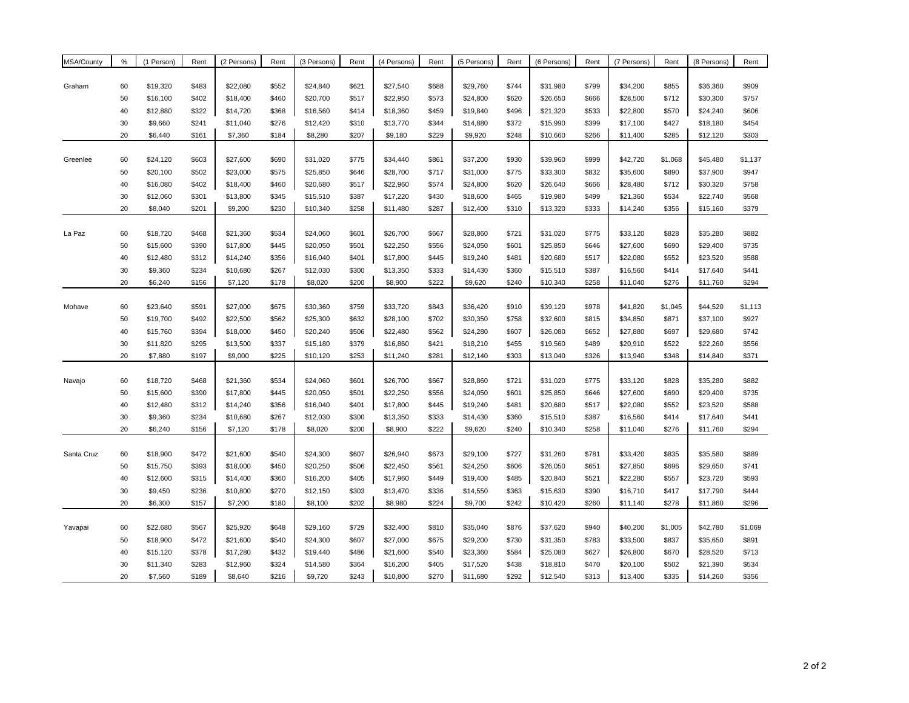| MSA/County | % | (1 Person) | Rent | (2 Persons) | Rent | (3 Persons) | Rent | (4 Persons) | Rent | (5 Persons) | Rent | (6 Persons) | Rent | (7 Persons) | Rent | (8 Persons) | Rent |
|---|---|---|---|---|---|---|---|---|---|---|---|---|---|---|---|---|---|
| Graham | 60 | $19,320 | $483 | $22,080 | $552 | $24,840 | $621 | $27,540 | $688 | $29,760 | $744 | $31,980 | $799 | $34,200 | $855 | $36,360 | $909 |
| | 50 | $16,100 | $402 | $18,400 | $460 | $20,700 | $517 | $22,950 | $573 | $24,800 | $620 | $26,650 | $666 | $28,500 | $712 | $30,300 | $757 |
| | 40 | $12,880 | $322 | $14,720 | $368 | $16,560 | $414 | $18,360 | $459 | $19,840 | $496 | $21,320 | $533 | $22,800 | $570 | $24,240 | $606 |
| | 30 | $9,660 | $241 | $11,040 | $276 | $12,420 | $310 | $13,770 | $344 | $14,880 | $372 | $15,990 | $399 | $17,100 | $427 | $18,180 | $454 |
| | 20 | $6,440 | $161 | $7,360 | $184 | $8,280 | $207 | $9,180 | $229 | $9,920 | $248 | $10,660 | $266 | $11,400 | $285 | $12,120 | $303 |
| Greenlee | 60 | $24,120 | $603 | $27,600 | $690 | $31,020 | $775 | $34,440 | $861 | $37,200 | $930 | $39,960 | $999 | $42,720 | $1,068 | $45,480 | $1,137 |
| | 50 | $20,100 | $502 | $23,000 | $575 | $25,850 | $646 | $28,700 | $717 | $31,000 | $775 | $33,300 | $832 | $35,600 | $890 | $37,900 | $947 |
| | 40 | $16,080 | $402 | $18,400 | $460 | $20,680 | $517 | $22,960 | $574 | $24,800 | $620 | $26,640 | $666 | $28,480 | $712 | $30,320 | $758 |
| | 30 | $12,060 | $301 | $13,800 | $345 | $15,510 | $387 | $17,220 | $430 | $18,600 | $465 | $19,980 | $499 | $21,360 | $534 | $22,740 | $568 |
| | 20 | $8,040 | $201 | $9,200 | $230 | $10,340 | $258 | $11,480 | $287 | $12,400 | $310 | $13,320 | $333 | $14,240 | $356 | $15,160 | $379 |
| La Paz | 60 | $18,720 | $468 | $21,360 | $534 | $24,060 | $601 | $26,700 | $667 | $28,860 | $721 | $31,020 | $775 | $33,120 | $828 | $35,280 | $882 |
| | 50 | $15,600 | $390 | $17,800 | $445 | $20,050 | $501 | $22,250 | $556 | $24,050 | $601 | $25,850 | $646 | $27,600 | $690 | $29,400 | $735 |
| | 40 | $12,480 | $312 | $14,240 | $356 | $16,040 | $401 | $17,800 | $445 | $19,240 | $481 | $20,680 | $517 | $22,080 | $552 | $23,520 | $588 |
| | 30 | $9,360 | $234 | $10,680 | $267 | $12,030 | $300 | $13,350 | $333 | $14,430 | $360 | $15,510 | $387 | $16,560 | $414 | $17,640 | $441 |
| | 20 | $6,240 | $156 | $7,120 | $178 | $8,020 | $200 | $8,900 | $222 | $9,620 | $240 | $10,340 | $258 | $11,040 | $276 | $11,760 | $294 |
| Mohave | 60 | $23,640 | $591 | $27,000 | $675 | $30,360 | $759 | $33,720 | $843 | $36,420 | $910 | $39,120 | $978 | $41,820 | $1,045 | $44,520 | $1,113 |
| | 50 | $19,700 | $492 | $22,500 | $562 | $25,300 | $632 | $28,100 | $702 | $30,350 | $758 | $32,600 | $815 | $34,850 | $871 | $37,100 | $927 |
| | 40 | $15,760 | $394 | $18,000 | $450 | $20,240 | $506 | $22,480 | $562 | $24,280 | $607 | $26,080 | $652 | $27,880 | $697 | $29,680 | $742 |
| | 30 | $11,820 | $295 | $13,500 | $337 | $15,180 | $379 | $16,860 | $421 | $18,210 | $455 | $19,560 | $489 | $20,910 | $522 | $22,260 | $556 |
| | 20 | $7,880 | $197 | $9,000 | $225 | $10,120 | $253 | $11,240 | $281 | $12,140 | $303 | $13,040 | $326 | $13,940 | $348 | $14,840 | $371 |
| Navajo | 60 | $18,720 | $468 | $21,360 | $534 | $24,060 | $601 | $26,700 | $667 | $28,860 | $721 | $31,020 | $775 | $33,120 | $828 | $35,280 | $882 |
| | 50 | $15,600 | $390 | $17,800 | $445 | $20,050 | $501 | $22,250 | $556 | $24,050 | $601 | $25,850 | $646 | $27,600 | $690 | $29,400 | $735 |
| | 40 | $12,480 | $312 | $14,240 | $356 | $16,040 | $401 | $17,800 | $445 | $19,240 | $481 | $20,680 | $517 | $22,080 | $552 | $23,520 | $588 |
| | 30 | $9,360 | $234 | $10,680 | $267 | $12,030 | $300 | $13,350 | $333 | $14,430 | $360 | $15,510 | $387 | $16,560 | $414 | $17,640 | $441 |
| | 20 | $6,240 | $156 | $7,120 | $178 | $8,020 | $200 | $8,900 | $222 | $9,620 | $240 | $10,340 | $258 | $11,040 | $276 | $11,760 | $294 |
| Santa Cruz | 60 | $18,900 | $472 | $21,600 | $540 | $24,300 | $607 | $26,940 | $673 | $29,100 | $727 | $31,260 | $781 | $33,420 | $835 | $35,580 | $889 |
| | 50 | $15,750 | $393 | $18,000 | $450 | $20,250 | $506 | $22,450 | $561 | $24,250 | $606 | $26,050 | $651 | $27,850 | $696 | $29,650 | $741 |
| | 40 | $12,600 | $315 | $14,400 | $360 | $16,200 | $405 | $17,960 | $449 | $19,400 | $485 | $20,840 | $521 | $22,280 | $557 | $23,720 | $593 |
| | 30 | $9,450 | $236 | $10,800 | $270 | $12,150 | $303 | $13,470 | $336 | $14,550 | $363 | $15,630 | $390 | $16,710 | $417 | $17,790 | $444 |
| | 20 | $6,300 | $157 | $7,200 | $180 | $8,100 | $202 | $8,980 | $224 | $9,700 | $242 | $10,420 | $260 | $11,140 | $278 | $11,860 | $296 |
| Yavapai | 60 | $22,680 | $567 | $25,920 | $648 | $29,160 | $729 | $32,400 | $810 | $35,040 | $876 | $37,620 | $940 | $40,200 | $1,005 | $42,780 | $1,069 |
| | 50 | $18,900 | $472 | $21,600 | $540 | $24,300 | $607 | $27,000 | $675 | $29,200 | $730 | $31,350 | $783 | $33,500 | $837 | $35,650 | $891 |
| | 40 | $15,120 | $378 | $17,280 | $432 | $19,440 | $486 | $21,600 | $540 | $23,360 | $584 | $25,080 | $627 | $26,800 | $670 | $28,520 | $713 |
| | 30 | $11,340 | $283 | $12,960 | $324 | $14,580 | $364 | $16,200 | $405 | $17,520 | $438 | $18,810 | $470 | $20,100 | $502 | $21,390 | $534 |
| | 20 | $7,560 | $189 | $8,640 | $216 | $9,720 | $243 | $10,800 | $270 | $11,680 | $292 | $12,540 | $313 | $13,400 | $335 | $14,260 | $356 |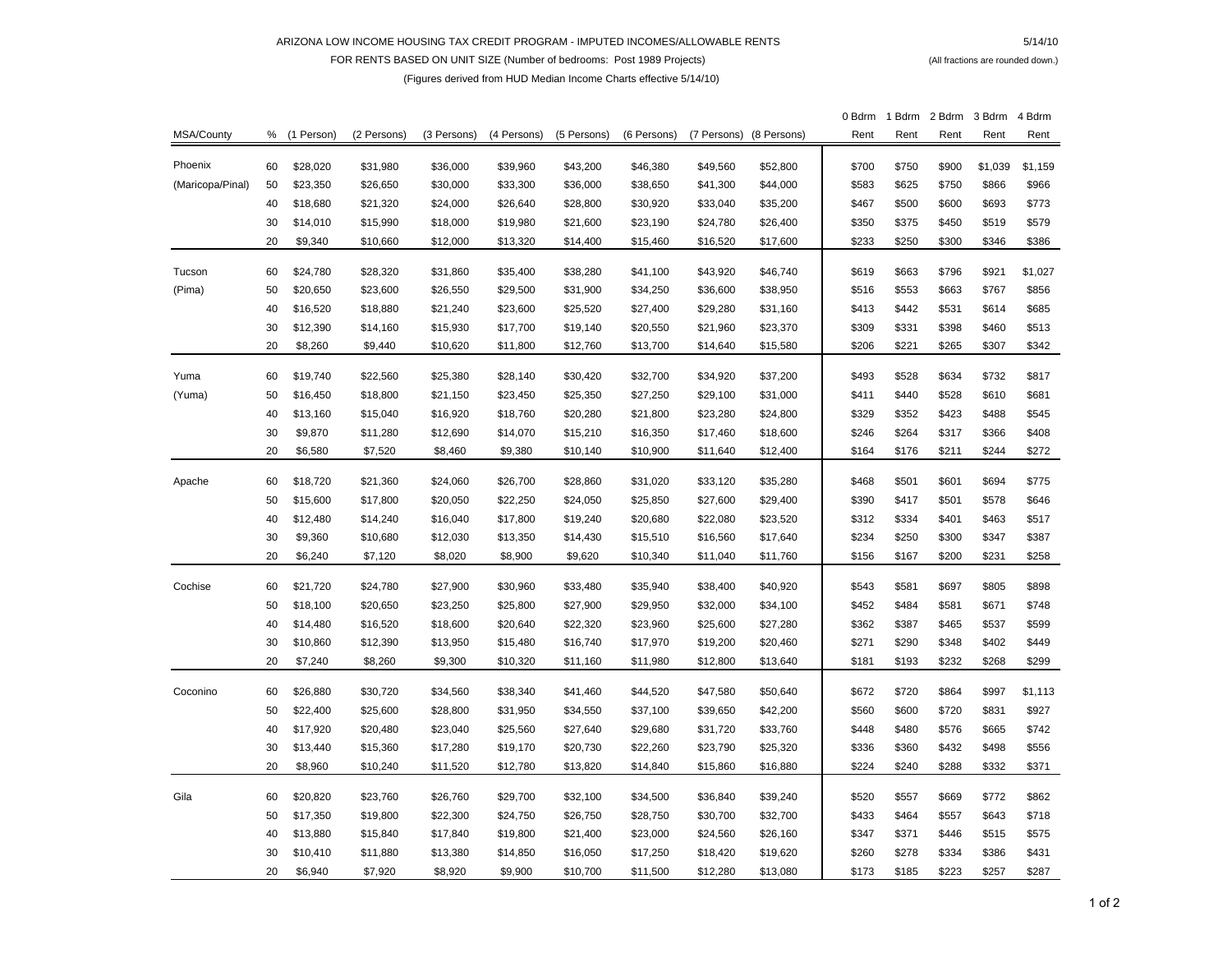ARIZONA LOW INCOME HOUSING TAX CREDIT PROGRAM - IMPUTED INCOMES/ALLOWABLE RENTS

5/14/10

FOR RENTS BASED ON UNIT SIZE (Number of bedrooms: Post 1989 Projects)

(All fractions are rounded down.)

(Figures derived from HUD Median Income Charts effective 5/14/10)

| MSA/County | % | (1 Person) | (2 Persons) | (3 Persons) | (4 Persons) | (5 Persons) | (6 Persons) | (7 Persons) | (8 Persons) | 0 Bdrm Rent | 1 Bdrm Rent | 2 Bdrm Rent | 3 Bdrm Rent | 4 Bdrm Rent |
|---|---|---|---|---|---|---|---|---|---|---|---|---|---|---|
| Phoenix | 60 | $28,020 | $31,980 | $36,000 | $39,960 | $43,200 | $46,380 | $49,560 | $52,800 | $700 | $750 | $900 | $1,039 | $1,159 |
| (Maricopa/Pinal) | 50 | $23,350 | $26,650 | $30,000 | $33,300 | $36,000 | $38,650 | $41,300 | $44,000 | $583 | $625 | $750 | $866 | $966 |
| | 40 | $18,680 | $21,320 | $24,000 | $26,640 | $28,800 | $30,920 | $33,040 | $35,200 | $467 | $500 | $600 | $693 | $773 |
| | 30 | $14,010 | $15,990 | $18,000 | $19,980 | $21,600 | $23,190 | $24,780 | $26,400 | $350 | $375 | $450 | $519 | $579 |
| | 20 | $9,340 | $10,660 | $12,000 | $13,320 | $14,400 | $15,460 | $16,520 | $17,600 | $233 | $250 | $300 | $346 | $386 |
| Tucson | 60 | $24,780 | $28,320 | $31,860 | $35,400 | $38,280 | $41,100 | $43,920 | $46,740 | $619 | $663 | $796 | $921 | $1,027 |
| (Pima) | 50 | $20,650 | $23,600 | $26,550 | $29,500 | $31,900 | $34,250 | $36,600 | $38,950 | $516 | $553 | $663 | $767 | $856 |
| | 40 | $16,520 | $18,880 | $21,240 | $23,600 | $25,520 | $27,400 | $29,280 | $31,160 | $413 | $442 | $531 | $614 | $685 |
| | 30 | $12,390 | $14,160 | $15,930 | $17,700 | $19,140 | $20,550 | $21,960 | $23,370 | $309 | $331 | $398 | $460 | $513 |
| | 20 | $8,260 | $9,440 | $10,620 | $11,800 | $12,760 | $13,700 | $14,640 | $15,580 | $206 | $221 | $265 | $307 | $342 |
| Yuma | 60 | $19,740 | $22,560 | $25,380 | $28,140 | $30,420 | $32,700 | $34,920 | $37,200 | $493 | $528 | $634 | $732 | $817 |
| (Yuma) | 50 | $16,450 | $18,800 | $21,150 | $23,450 | $25,350 | $27,250 | $29,100 | $31,000 | $411 | $440 | $528 | $610 | $681 |
| | 40 | $13,160 | $15,040 | $16,920 | $18,760 | $20,280 | $21,800 | $23,280 | $24,800 | $329 | $352 | $423 | $488 | $545 |
| | 30 | $9,870 | $11,280 | $12,690 | $14,070 | $15,210 | $16,350 | $17,460 | $18,600 | $246 | $264 | $317 | $366 | $408 |
| | 20 | $6,580 | $7,520 | $8,460 | $9,380 | $10,140 | $10,900 | $11,640 | $12,400 | $164 | $176 | $211 | $244 | $272 |
| Apache | 60 | $18,720 | $21,360 | $24,060 | $26,700 | $28,860 | $31,020 | $33,120 | $35,280 | $468 | $501 | $601 | $694 | $775 |
| | 50 | $15,600 | $17,800 | $20,050 | $22,250 | $24,050 | $25,850 | $27,600 | $29,400 | $390 | $417 | $501 | $578 | $646 |
| | 40 | $12,480 | $14,240 | $16,040 | $17,800 | $19,240 | $20,680 | $22,080 | $23,520 | $312 | $334 | $401 | $463 | $517 |
| | 30 | $9,360 | $10,680 | $12,030 | $13,350 | $14,430 | $15,510 | $16,560 | $17,640 | $234 | $250 | $300 | $347 | $387 |
| | 20 | $6,240 | $7,120 | $8,020 | $8,900 | $9,620 | $10,340 | $11,040 | $11,760 | $156 | $167 | $200 | $231 | $258 |
| Cochise | 60 | $21,720 | $24,780 | $27,900 | $30,960 | $33,480 | $35,940 | $38,400 | $40,920 | $543 | $581 | $697 | $805 | $898 |
| | 50 | $18,100 | $20,650 | $23,250 | $25,800 | $27,900 | $29,950 | $32,000 | $34,100 | $452 | $484 | $581 | $671 | $748 |
| | 40 | $14,480 | $16,520 | $18,600 | $20,640 | $22,320 | $23,960 | $25,600 | $27,280 | $362 | $387 | $465 | $537 | $599 |
| | 30 | $10,860 | $12,390 | $13,950 | $15,480 | $16,740 | $17,970 | $19,200 | $20,460 | $271 | $290 | $348 | $402 | $449 |
| | 20 | $7,240 | $8,260 | $9,300 | $10,320 | $11,160 | $11,980 | $12,800 | $13,640 | $181 | $193 | $232 | $268 | $299 |
| Coconino | 60 | $26,880 | $30,720 | $34,560 | $38,340 | $41,460 | $44,520 | $47,580 | $50,640 | $672 | $720 | $864 | $997 | $1,113 |
| | 50 | $22,400 | $25,600 | $28,800 | $31,950 | $34,550 | $37,100 | $39,650 | $42,200 | $560 | $600 | $720 | $831 | $927 |
| | 40 | $17,920 | $20,480 | $23,040 | $25,560 | $27,640 | $29,680 | $31,720 | $33,760 | $448 | $480 | $576 | $665 | $742 |
| | 30 | $13,440 | $15,360 | $17,280 | $19,170 | $20,730 | $22,260 | $23,790 | $25,320 | $336 | $360 | $432 | $498 | $556 |
| | 20 | $8,960 | $10,240 | $11,520 | $12,780 | $13,820 | $14,840 | $15,860 | $16,880 | $224 | $240 | $288 | $332 | $371 |
| Gila | 60 | $20,820 | $23,760 | $26,760 | $29,700 | $32,100 | $34,500 | $36,840 | $39,240 | $520 | $557 | $669 | $772 | $862 |
| | 50 | $17,350 | $19,800 | $22,300 | $24,750 | $26,750 | $28,750 | $30,700 | $32,700 | $433 | $464 | $557 | $643 | $718 |
| | 40 | $13,880 | $15,840 | $17,840 | $19,800 | $21,400 | $23,000 | $24,560 | $26,160 | $347 | $371 | $446 | $515 | $575 |
| | 30 | $10,410 | $11,880 | $13,380 | $14,850 | $16,050 | $17,250 | $18,420 | $19,620 | $260 | $278 | $334 | $386 | $431 |
| | 20 | $6,940 | $7,920 | $8,920 | $9,900 | $10,700 | $11,500 | $12,280 | $13,080 | $173 | $185 | $223 | $257 | $287 |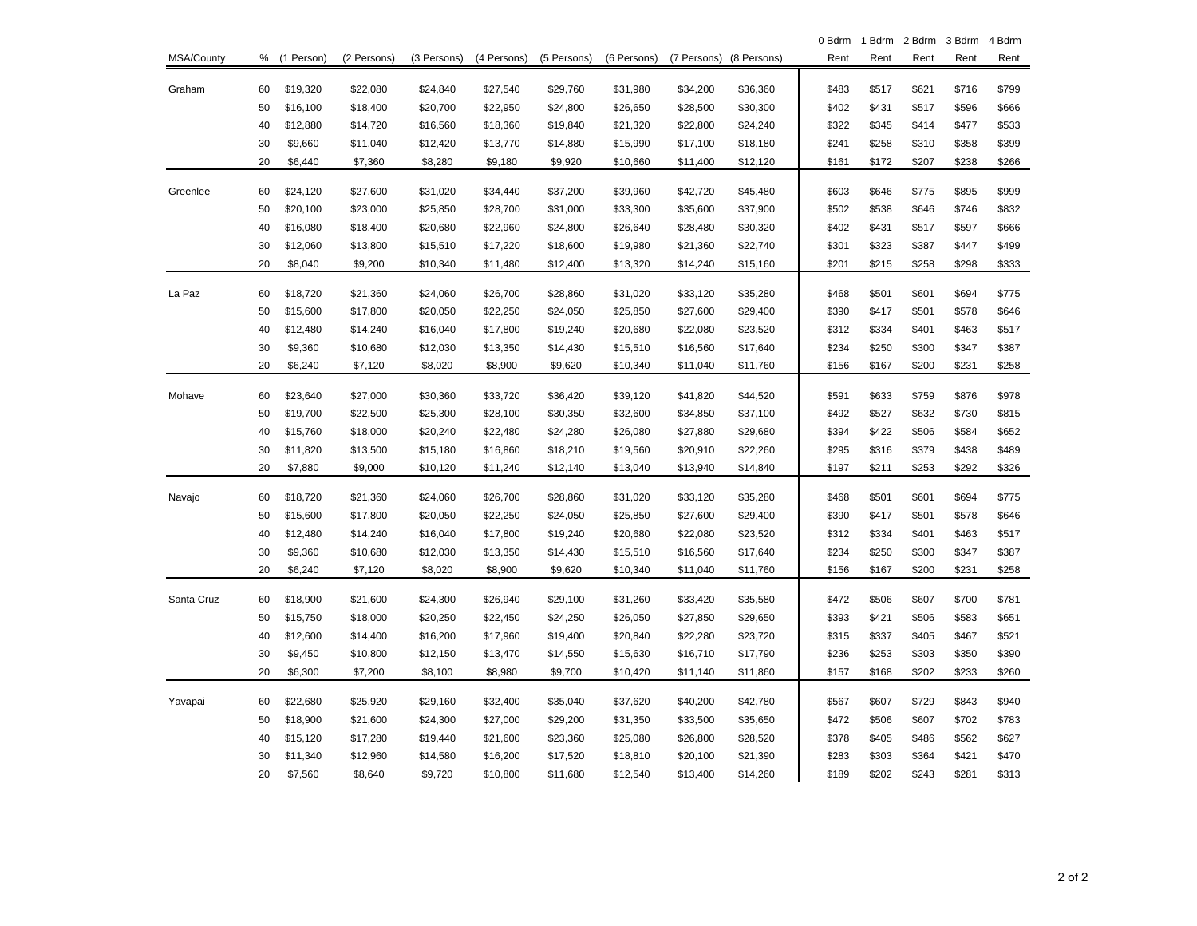| MSA/County | % | (1 Person) | (2 Persons) | (3 Persons) | (4 Persons) | (5 Persons) | (6 Persons) | (7 Persons) | (8 Persons) | 0 Bdrm Rent | 1 Bdrm Rent | 2 Bdrm Rent | 3 Bdrm Rent | 4 Bdrm Rent |
|---|---|---|---|---|---|---|---|---|---|---|---|---|---|---|
| Graham | 60 | $19,320 | $22,080 | $24,840 | $27,540 | $29,760 | $31,980 | $34,200 | $36,360 | $483 | $517 | $621 | $716 | $799 |
| | 50 | $16,100 | $18,400 | $20,700 | $22,950 | $24,800 | $26,650 | $28,500 | $30,300 | $402 | $431 | $517 | $596 | $666 |
| | 40 | $12,880 | $14,720 | $16,560 | $18,360 | $19,840 | $21,320 | $22,800 | $24,240 | $322 | $345 | $414 | $477 | $533 |
| | 30 | $9,660 | $11,040 | $12,420 | $13,770 | $14,880 | $15,990 | $17,100 | $18,180 | $241 | $258 | $310 | $358 | $399 |
| | 20 | $6,440 | $7,360 | $8,280 | $9,180 | $9,920 | $10,660 | $11,400 | $12,120 | $161 | $172 | $207 | $238 | $266 |
| Greenlee | 60 | $24,120 | $27,600 | $31,020 | $34,440 | $37,200 | $39,960 | $42,720 | $45,480 | $603 | $646 | $775 | $895 | $999 |
| | 50 | $20,100 | $23,000 | $25,850 | $28,700 | $31,000 | $33,300 | $35,600 | $37,900 | $502 | $538 | $646 | $746 | $832 |
| | 40 | $16,080 | $18,400 | $20,680 | $22,960 | $24,800 | $26,640 | $28,480 | $30,320 | $402 | $431 | $517 | $597 | $666 |
| | 30 | $12,060 | $13,800 | $15,510 | $17,220 | $18,600 | $19,980 | $21,360 | $22,740 | $301 | $323 | $387 | $447 | $499 |
| | 20 | $8,040 | $9,200 | $10,340 | $11,480 | $12,400 | $13,320 | $14,240 | $15,160 | $201 | $215 | $258 | $298 | $333 |
| La Paz | 60 | $18,720 | $21,360 | $24,060 | $26,700 | $28,860 | $31,020 | $33,120 | $35,280 | $468 | $501 | $601 | $694 | $775 |
| | 50 | $15,600 | $17,800 | $20,050 | $22,250 | $24,050 | $25,850 | $27,600 | $29,400 | $390 | $417 | $501 | $578 | $646 |
| | 40 | $12,480 | $14,240 | $16,040 | $17,800 | $19,240 | $20,680 | $22,080 | $23,520 | $312 | $334 | $401 | $463 | $517 |
| | 30 | $9,360 | $10,680 | $12,030 | $13,350 | $14,430 | $15,510 | $16,560 | $17,640 | $234 | $250 | $300 | $347 | $387 |
| | 20 | $6,240 | $7,120 | $8,020 | $8,900 | $9,620 | $10,340 | $11,040 | $11,760 | $156 | $167 | $200 | $231 | $258 |
| Mohave | 60 | $23,640 | $27,000 | $30,360 | $33,720 | $36,420 | $39,120 | $41,820 | $44,520 | $591 | $633 | $759 | $876 | $978 |
| | 50 | $19,700 | $22,500 | $25,300 | $28,100 | $30,350 | $32,600 | $34,850 | $37,100 | $492 | $527 | $632 | $730 | $815 |
| | 40 | $15,760 | $18,000 | $20,240 | $22,480 | $24,280 | $26,080 | $27,880 | $29,680 | $394 | $422 | $506 | $584 | $652 |
| | 30 | $11,820 | $13,500 | $15,180 | $16,860 | $18,210 | $19,560 | $20,910 | $22,260 | $295 | $316 | $379 | $438 | $489 |
| | 20 | $7,880 | $9,000 | $10,120 | $11,240 | $12,140 | $13,040 | $13,940 | $14,840 | $197 | $211 | $253 | $292 | $326 |
| Navajo | 60 | $18,720 | $21,360 | $24,060 | $26,700 | $28,860 | $31,020 | $33,120 | $35,280 | $468 | $501 | $601 | $694 | $775 |
| | 50 | $15,600 | $17,800 | $20,050 | $22,250 | $24,050 | $25,850 | $27,600 | $29,400 | $390 | $417 | $501 | $578 | $646 |
| | 40 | $12,480 | $14,240 | $16,040 | $17,800 | $19,240 | $20,680 | $22,080 | $23,520 | $312 | $334 | $401 | $463 | $517 |
| | 30 | $9,360 | $10,680 | $12,030 | $13,350 | $14,430 | $15,510 | $16,560 | $17,640 | $234 | $250 | $300 | $347 | $387 |
| | 20 | $6,240 | $7,120 | $8,020 | $8,900 | $9,620 | $10,340 | $11,040 | $11,760 | $156 | $167 | $200 | $231 | $258 |
| Santa Cruz | 60 | $18,900 | $21,600 | $24,300 | $26,940 | $29,100 | $31,260 | $33,420 | $35,580 | $472 | $506 | $607 | $700 | $781 |
| | 50 | $15,750 | $18,000 | $20,250 | $22,450 | $24,250 | $26,050 | $27,850 | $29,650 | $393 | $421 | $506 | $583 | $651 |
| | 40 | $12,600 | $14,400 | $16,200 | $17,960 | $19,400 | $20,840 | $22,280 | $23,720 | $315 | $337 | $405 | $467 | $521 |
| | 30 | $9,450 | $10,800 | $12,150 | $13,470 | $14,550 | $15,630 | $16,710 | $17,790 | $236 | $253 | $303 | $350 | $390 |
| | 20 | $6,300 | $7,200 | $8,100 | $8,980 | $9,700 | $10,420 | $11,140 | $11,860 | $157 | $168 | $202 | $233 | $260 |
| Yavapai | 60 | $22,680 | $25,920 | $29,160 | $32,400 | $35,040 | $37,620 | $40,200 | $42,780 | $567 | $607 | $729 | $843 | $940 |
| | 50 | $18,900 | $21,600 | $24,300 | $27,000 | $29,200 | $31,350 | $33,500 | $35,650 | $472 | $506 | $607 | $702 | $783 |
| | 40 | $15,120 | $17,280 | $19,440 | $21,600 | $23,360 | $25,080 | $26,800 | $28,520 | $378 | $405 | $486 | $562 | $627 |
| | 30 | $11,340 | $12,960 | $14,580 | $16,200 | $17,520 | $18,810 | $20,100 | $21,390 | $283 | $303 | $364 | $421 | $470 |
| | 20 | $7,560 | $8,640 | $9,720 | $10,800 | $11,680 | $12,540 | $13,400 | $14,260 | $189 | $202 | $243 | $281 | $313 |